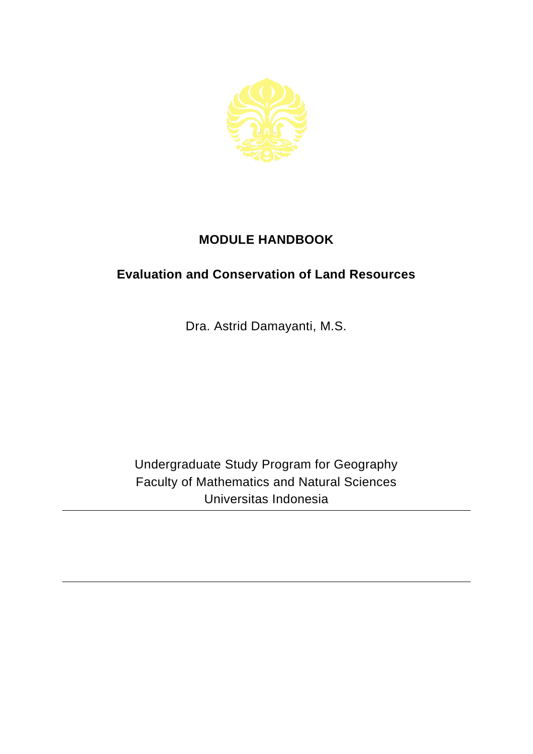# MODULE HANDBOOK

## Evaluation and Conservation of Land Resources

Dra. Astrid Damayanti, M.S.

Undergraduate Study Program for Geography
Faculty of Mathematics and Natural Sciences
Universitas Indonesia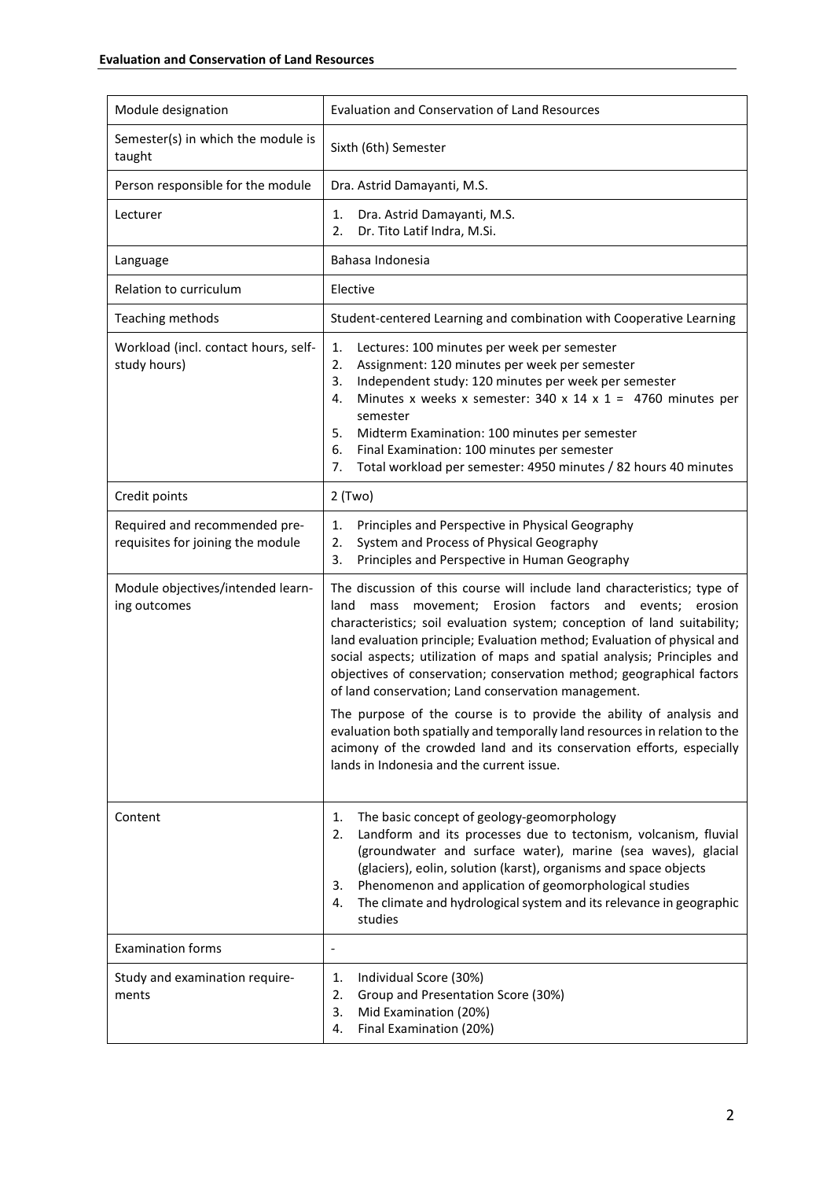| Module designation | Evaluation and Conservation of Land Resources |
|---|---|
| Semester(s) in which the module is taught | Sixth (6th) Semester |
| Person responsible for the module | Dra. Astrid Damayanti, M.S. |
| Lecturer | 1. Dra. Astrid Damayanti, M.S.<br>2. Dr. Tito Latif Indra, M.Si. |
| Language | Bahasa Indonesia |
| Relation to curriculum | Elective |
| Teaching methods | Student-centered Learning and combination with Cooperative Learning |
| Workload (incl. contact hours, self-study hours) | 1. Lectures: 100 minutes per week per semester<br>2. Assignment: 120 minutes per week per semester<br>3. Independent study: 120 minutes per week per semester<br>4. Minutes x weeks x semester: 340 x 14 x 1 = 4760 minutes per semester<br>5. Midterm Examination: 100 minutes per semester<br>6. Final Examination: 100 minutes per semester<br>7. Total workload per semester: 4950 minutes / 82 hours 40 minutes |
| Credit points | 2 (Two) |
| Required and recommended pre-requisites for joining the module | 1. Principles and Perspective in Physical Geography<br>2. System and Process of Physical Geography<br>3. Principles and Perspective in Human Geography |
| Module objectives/intended learning outcomes | The discussion of this course will include land characteristics; type of land mass movement; Erosion factors and events; erosion characteristics; soil evaluation system; conception of land suitability; land evaluation principle; Evaluation method; Evaluation of physical and social aspects; utilization of maps and spatial analysis; Principles and objectives of conservation; conservation method; geographical factors of land conservation; Land conservation management.<br><br>The purpose of the course is to provide the ability of analysis and evaluation both spatially and temporally land resources in relation to the acimony of the crowded land and its conservation efforts, especially lands in Indonesia and the current issue. |
| Content | 1. The basic concept of geology-geomorphology<br>2. Landform and its processes due to tectonism, volcanism, fluvial (groundwater and surface water), marine (sea waves), glacial (glaciers), eolin, solution (karst), organisms and space objects<br>3. Phenomenon and application of geomorphological studies<br>4. The climate and hydrological system and its relevance in geographic studies |
| Examination forms | - |
| Study and examination requirements | 1. Individual Score (30%)<br>2. Group and Presentation Score (30%)<br>3. Mid Examination (20%)<br>4. Final Examination (20%) |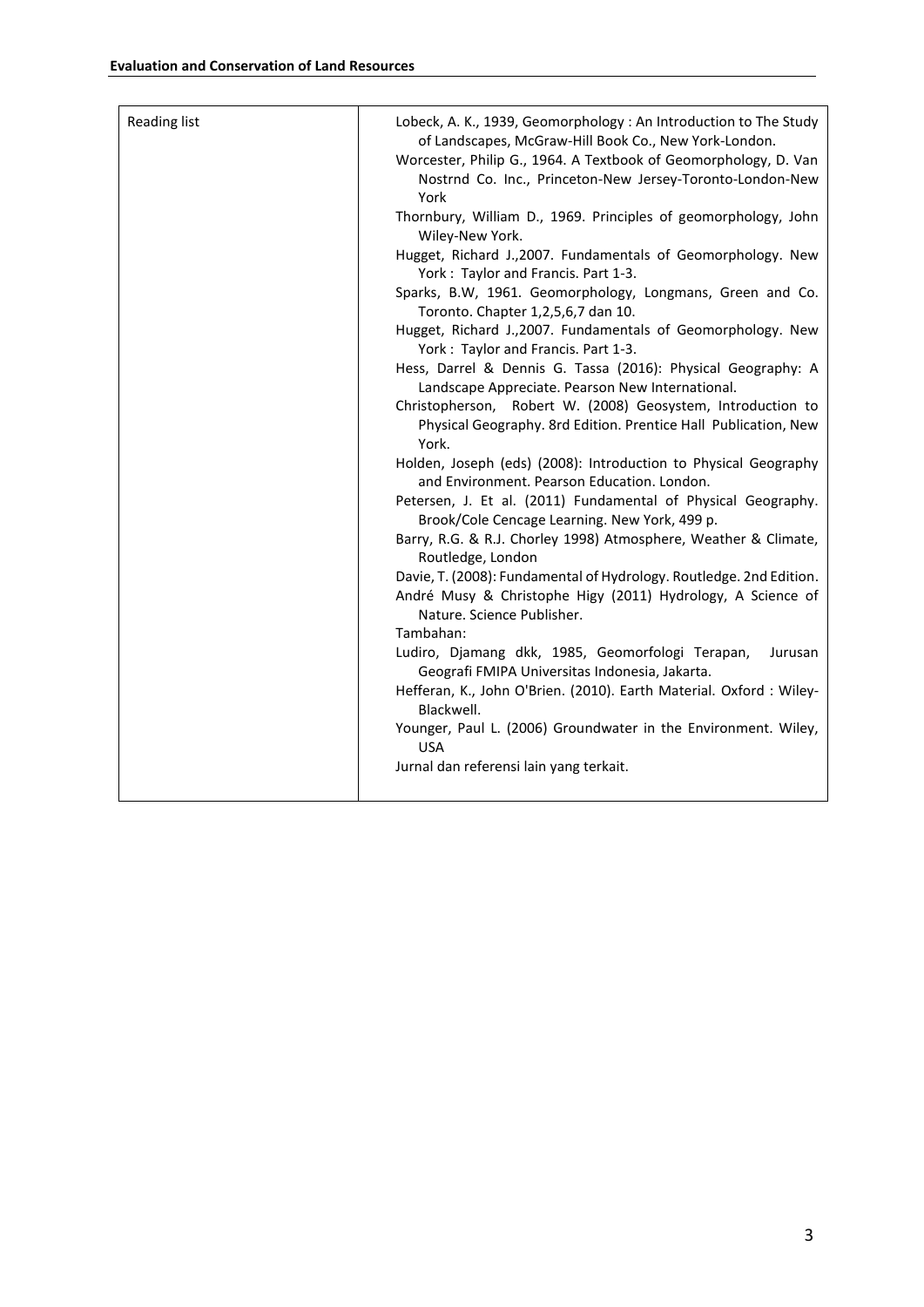| | |
|---|---|
| Reading list | Lobeck, A. K., 1939, Geomorphology : An Introduction to The Study of Landscapes, McGraw-Hill Book Co., New York-London.<br>Worcester, Philip G., 1964. A Textbook of Geomorphology, D. Van Nostrnd Co. Inc., Princeton-New Jersey-Toronto-London-New York<br>Thornbury, William D., 1969. Principles of geomorphology, John Wiley-New York.<br>Hugget, Richard J.,2007. Fundamentals of Geomorphology. New York : Taylor and Francis. Part 1-3.<br>Sparks, B.W, 1961. Geomorphology, Longmans, Green and Co. Toronto. Chapter 1,2,5,6,7 dan 10.<br>Hugget, Richard J.,2007. Fundamentals of Geomorphology. New York : Taylor and Francis. Part 1-3.<br>Hess, Darrel & Dennis G. Tassa (2016): Physical Geography: A Landscape Appreciate. Pearson New International.<br>Christopherson, Robert W. (2008) Geosystem, Introduction to Physical Geography. 8rd Edition. Prentice Hall Publication, New York.<br>Holden, Joseph (eds) (2008): Introduction to Physical Geography and Environment. Pearson Education. London.<br>Petersen, J. Et al. (2011) Fundamental of Physical Geography. Brook/Cole Cencage Learning. New York, 499 p.<br>Barry, R.G. & R.J. Chorley 1998) Atmosphere, Weather & Climate, Routledge, London<br>Davie, T. (2008): Fundamental of Hydrology. Routledge. 2nd Edition.<br>André Musy & Christophe Higy (2011) Hydrology, A Science of Nature. Science Publisher.<br>Tambahan:<br>Ludiro, Djamang dkk, 1985, Geomorfologi Terapan, Jurusan Geografi FMIPA Universitas Indonesia, Jakarta.<br>Hefferan, K., John O'Brien. (2010). Earth Material. Oxford : Wiley-Blackwell.<br>Younger, Paul L. (2006) Groundwater in the Environment. Wiley, USA<br>Jurnal dan referensi lain yang terkait. |